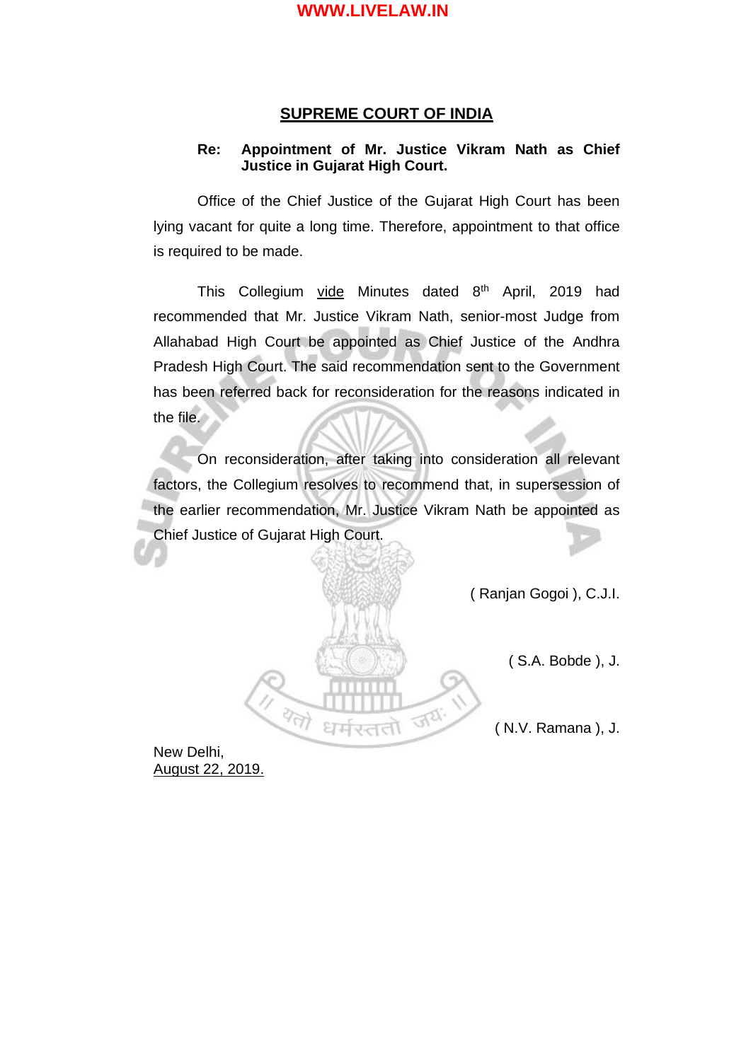## SUPREME COURT OF INDIA

**Re: Appointment of Mr. Justice Vikram Nath as Chief Justice in Gujarat High Court.**

Office of the Chief Justice of the Gujarat High Court has been lying vacant for quite a long time. Therefore, appointment to that office is required to be made.

This Collegium vide Minutes dated 8th April, 2019 had recommended that Mr. Justice Vikram Nath, senior-most Judge from Allahabad High Court be appointed as Chief Justice of the Andhra Pradesh High Court. The said recommendation sent to the Government has been referred back for reconsideration for the reasons indicated in the file.

On reconsideration, after taking into consideration all relevant factors, the Collegium resolves to recommend that, in supersession of the earlier recommendation, Mr. Justice Vikram Nath be appointed as Chief Justice of Gujarat High Court.

( Ranjan Gogoi ), C.J.I.

( S.A. Bobde ), J.

( N.V. Ramana ), J.

New Delhi,
August 22, 2019.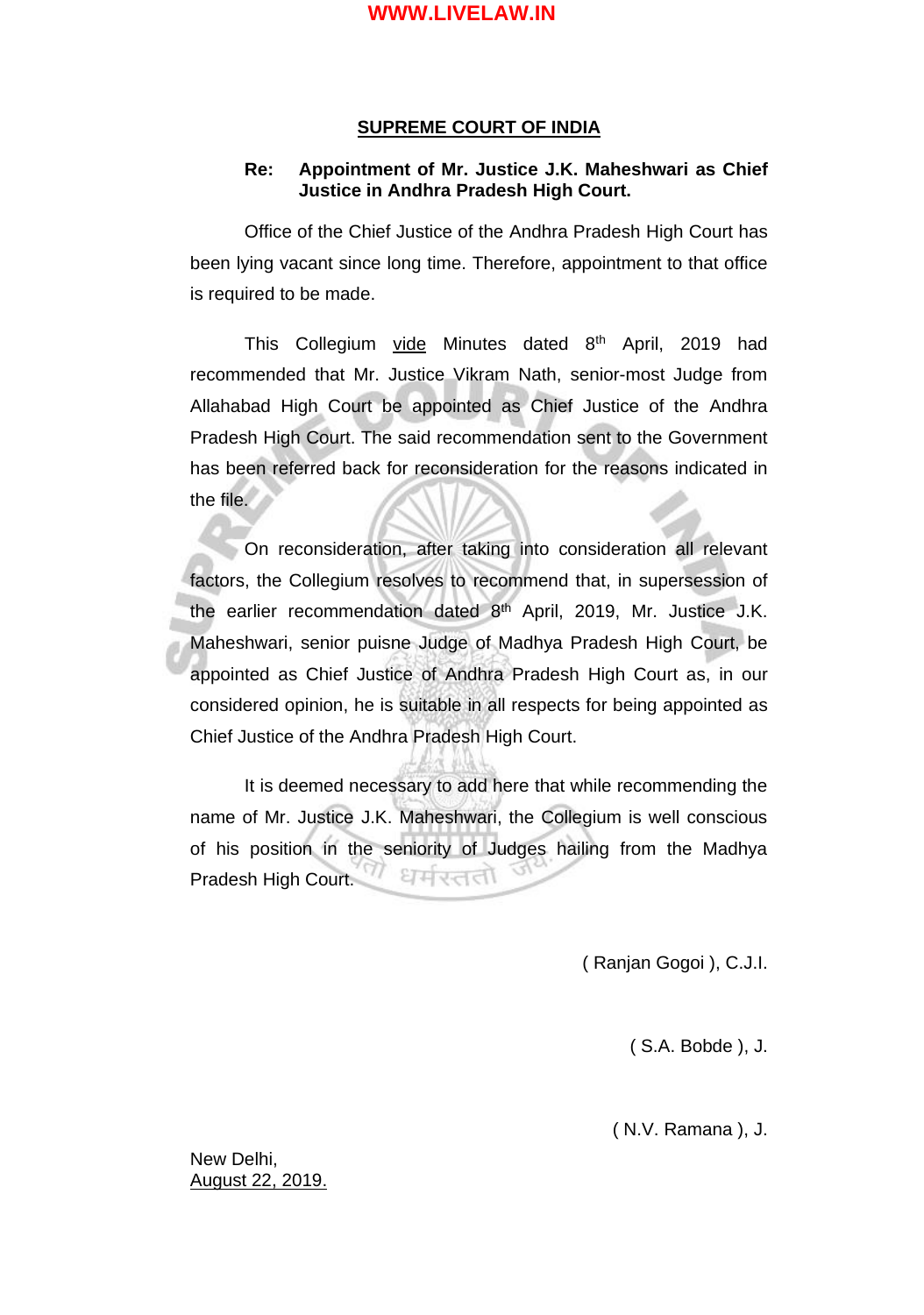## SUPREME COURT OF INDIA

**Re: Appointment of Mr. Justice J.K. Maheshwari as Chief Justice in Andhra Pradesh High Court.**

Office of the Chief Justice of the Andhra Pradesh High Court has been lying vacant since long time. Therefore, appointment to that office is required to be made.

This Collegium vide Minutes dated 8th April, 2019 had recommended that Mr. Justice Vikram Nath, senior-most Judge from Allahabad High Court be appointed as Chief Justice of the Andhra Pradesh High Court. The said recommendation sent to the Government has been referred back for reconsideration for the reasons indicated in the file.

On reconsideration, after taking into consideration all relevant factors, the Collegium resolves to recommend that, in supersession of the earlier recommendation dated 8th April, 2019, Mr. Justice J.K. Maheshwari, senior puisne Judge of Madhya Pradesh High Court, be appointed as Chief Justice of Andhra Pradesh High Court as, in our considered opinion, he is suitable in all respects for being appointed as Chief Justice of the Andhra Pradesh High Court.

It is deemed necessary to add here that while recommending the name of Mr. Justice J.K. Maheshwari, the Collegium is well conscious of his position in the seniority of Judges hailing from the Madhya Pradesh High Court.

( Ranjan Gogoi ), C.J.I.

( S.A. Bobde ), J.

( N.V. Ramana ), J.

New Delhi,
August 22, 2019.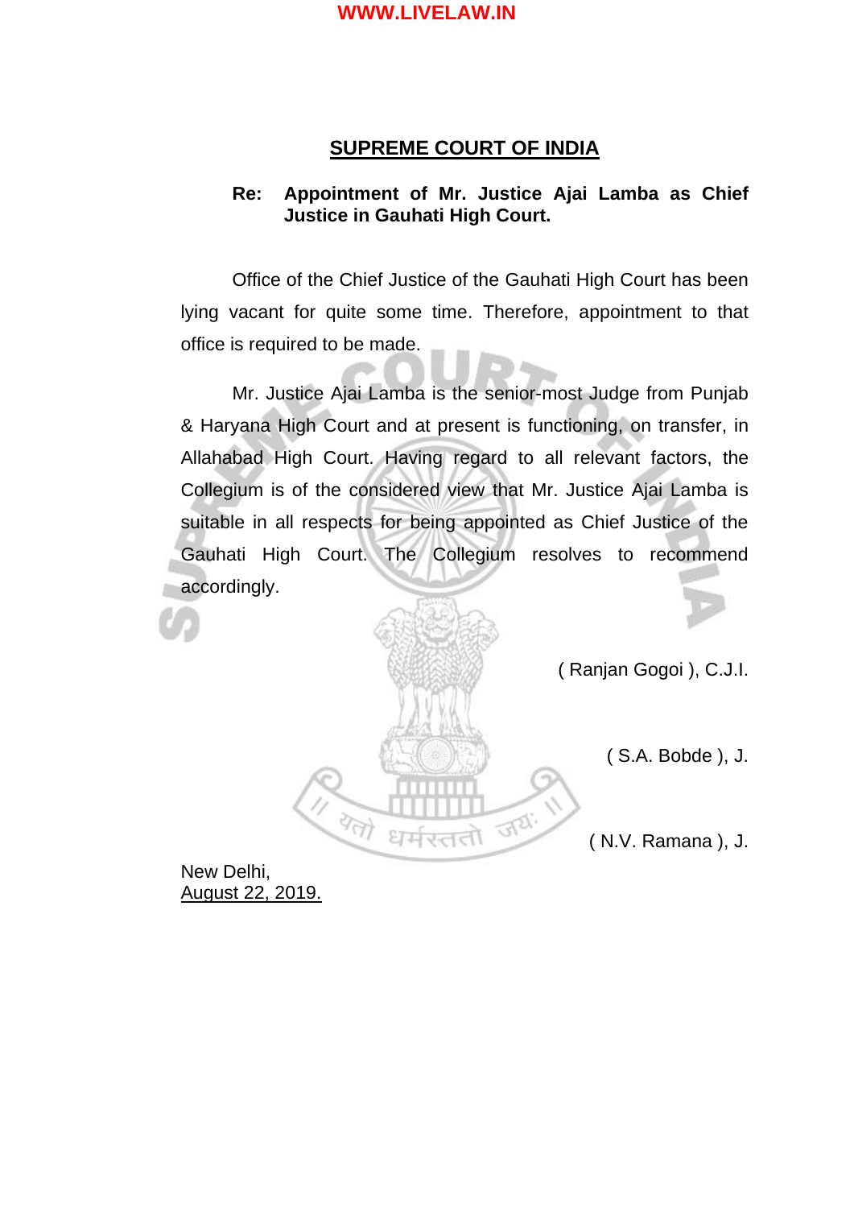## SUPREME COURT OF INDIA

**Re: Appointment of Mr. Justice Ajai Lamba as Chief Justice in Gauhati High Court.**

Office of the Chief Justice of the Gauhati High Court has been lying vacant for quite some time. Therefore, appointment to that office is required to be made.

Mr. Justice Ajai Lamba is the senior-most Judge from Punjab & Haryana High Court and at present is functioning, on transfer, in Allahabad High Court. Having regard to all relevant factors, the Collegium is of the considered view that Mr. Justice Ajai Lamba is suitable in all respects for being appointed as Chief Justice of the Gauhati High Court. The Collegium resolves to recommend accordingly.

( Ranjan Gogoi ), C.J.I.

( S.A. Bobde ), J.

( N.V. Ramana ), J.

New Delhi,
August 22, 2019.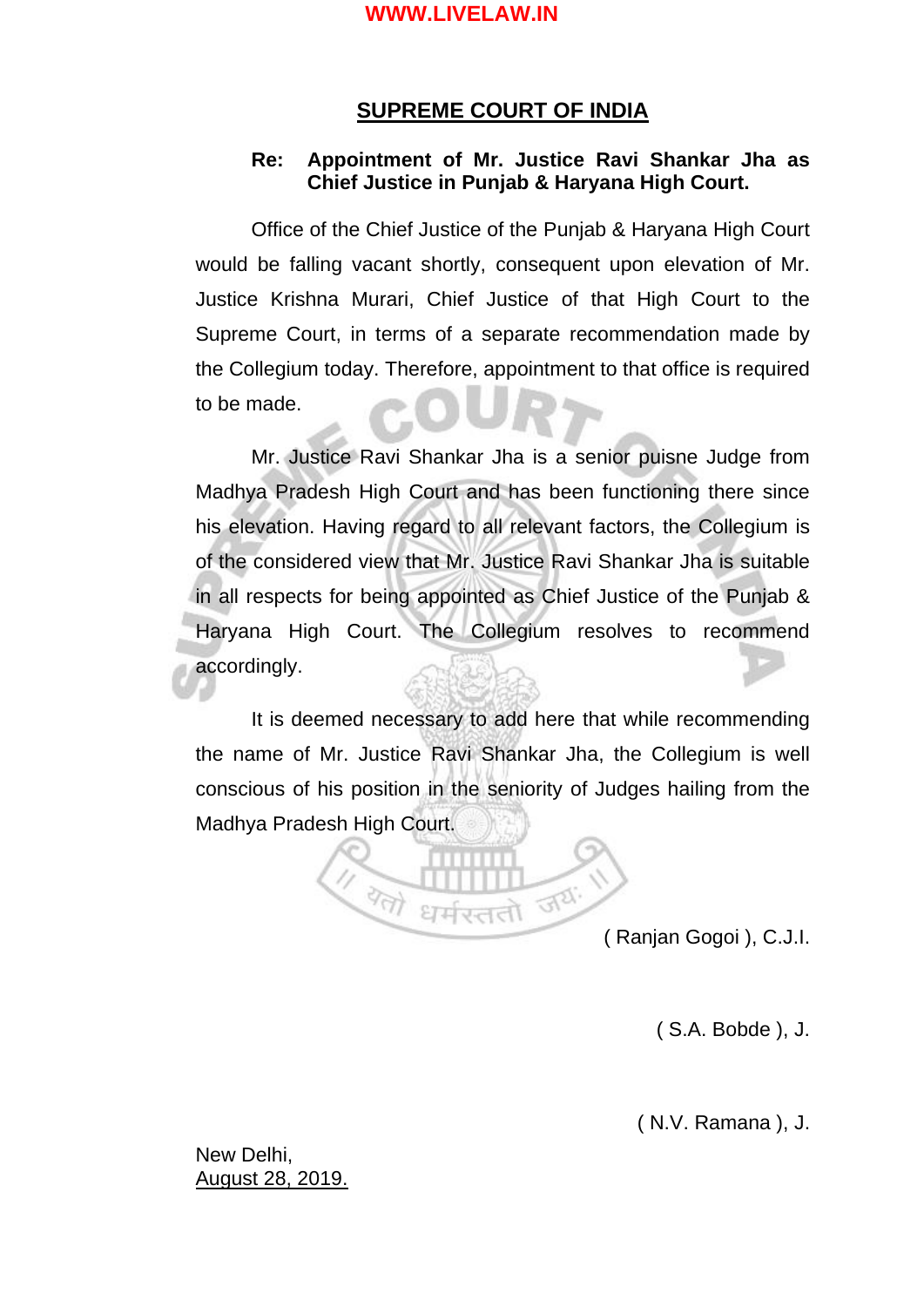## SUPREME COURT OF INDIA

**Re: Appointment of Mr. Justice Ravi Shankar Jha as Chief Justice in Punjab & Haryana High Court.**

Office of the Chief Justice of the Punjab & Haryana High Court would be falling vacant shortly, consequent upon elevation of Mr. Justice Krishna Murari, Chief Justice of that High Court to the Supreme Court, in terms of a separate recommendation made by the Collegium today. Therefore, appointment to that office is required to be made.

Mr. Justice Ravi Shankar Jha is a senior puisne Judge from Madhya Pradesh High Court and has been functioning there since his elevation. Having regard to all relevant factors, the Collegium is of the considered view that Mr. Justice Ravi Shankar Jha is suitable in all respects for being appointed as Chief Justice of the Punjab & Haryana High Court. The Collegium resolves to recommend accordingly.

It is deemed necessary to add here that while recommending the name of Mr. Justice Ravi Shankar Jha, the Collegium is well conscious of his position in the seniority of Judges hailing from the Madhya Pradesh High Court.

( Ranjan Gogoi ), C.J.I.

( S.A. Bobde ), J.

( N.V. Ramana ), J.

New Delhi,
August 28, 2019.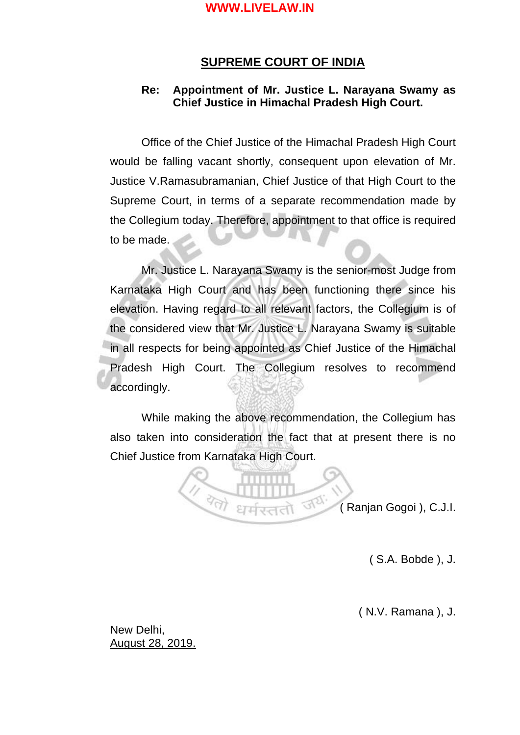# SUPREME COURT OF INDIA

**Re: Appointment of Mr. Justice L. Narayana Swamy as Chief Justice in Himachal Pradesh High Court.**

Office of the Chief Justice of the Himachal Pradesh High Court would be falling vacant shortly, consequent upon elevation of Mr. Justice V.Ramasubramanian, Chief Justice of that High Court to the Supreme Court, in terms of a separate recommendation made by the Collegium today. Therefore, appointment to that office is required to be made.

Mr. Justice L. Narayana Swamy is the senior-most Judge from Karnataka High Court and has been functioning there since his elevation. Having regard to all relevant factors, the Collegium is of the considered view that Mr. Justice L. Narayana Swamy is suitable in all respects for being appointed as Chief Justice of the Himachal Pradesh High Court. The Collegium resolves to recommend accordingly.

While making the above recommendation, the Collegium has also taken into consideration the fact that at present there is no Chief Justice from Karnataka High Court.

( Ranjan Gogoi ), C.J.I.

( S.A. Bobde ), J.

( N.V. Ramana ), J.

New Delhi,
August 28, 2019.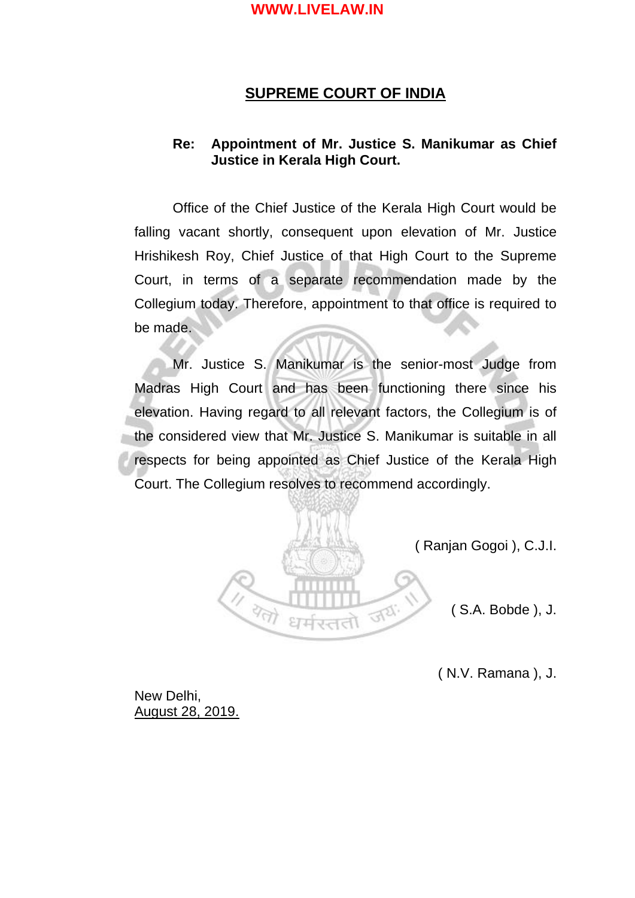# SUPREME COURT OF INDIA

**Re: Appointment of Mr. Justice S. Manikumar as Chief Justice in Kerala High Court.**

Office of the Chief Justice of the Kerala High Court would be falling vacant shortly, consequent upon elevation of Mr. Justice Hrishikesh Roy, Chief Justice of that High Court to the Supreme Court, in terms of a separate recommendation made by the Collegium today. Therefore, appointment to that office is required to be made.

Mr. Justice S. Manikumar is the senior-most Judge from Madras High Court and has been functioning there since his elevation. Having regard to all relevant factors, the Collegium is of the considered view that Mr. Justice S. Manikumar is suitable in all respects for being appointed as Chief Justice of the Kerala High Court. The Collegium resolves to recommend accordingly.

( Ranjan Gogoi ), C.J.I.

( S.A. Bobde ), J.

( N.V. Ramana ), J.

New Delhi,
August 28, 2019.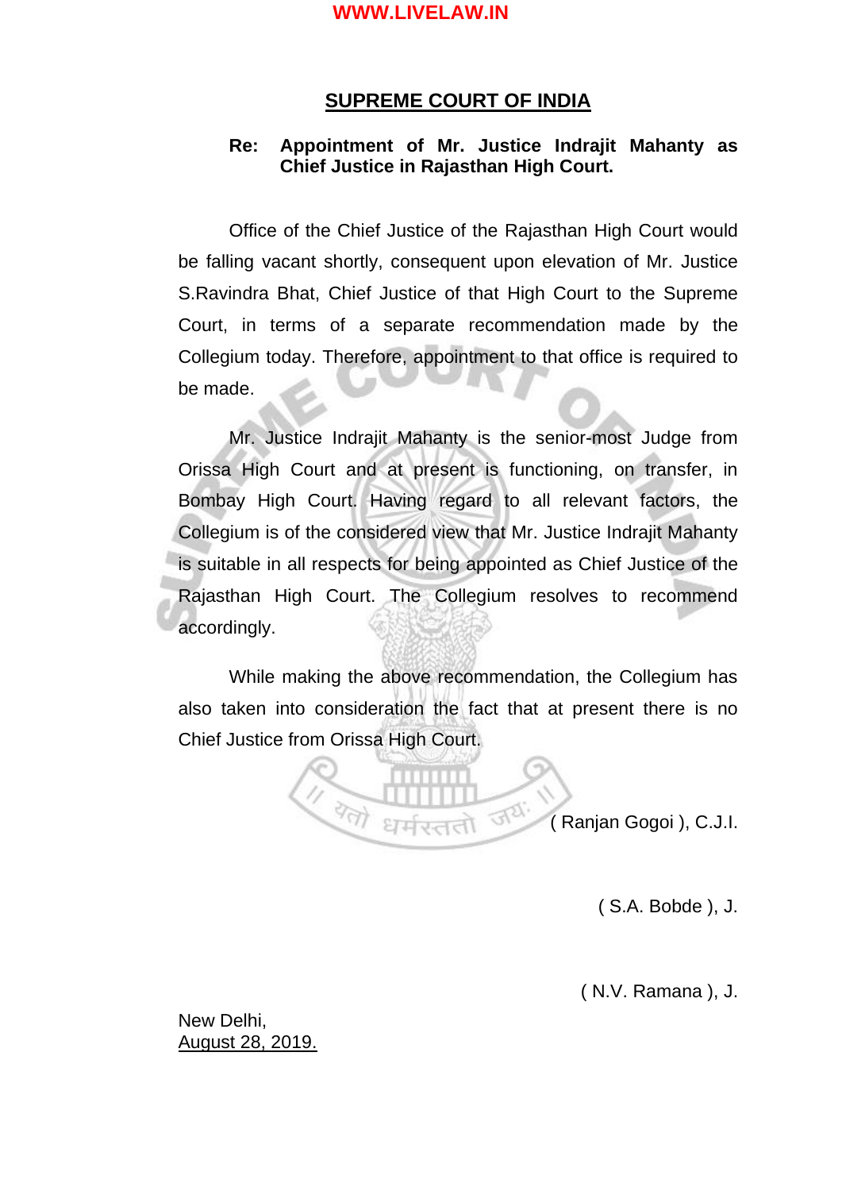## SUPREME COURT OF INDIA

**Re: Appointment of Mr. Justice Indrajit Mahanty as Chief Justice in Rajasthan High Court.**

Office of the Chief Justice of the Rajasthan High Court would be falling vacant shortly, consequent upon elevation of Mr. Justice S.Ravindra Bhat, Chief Justice of that High Court to the Supreme Court, in terms of a separate recommendation made by the Collegium today. Therefore, appointment to that office is required to be made.

Mr. Justice Indrajit Mahanty is the senior-most Judge from Orissa High Court and at present is functioning, on transfer, in Bombay High Court. Having regard to all relevant factors, the Collegium is of the considered view that Mr. Justice Indrajit Mahanty is suitable in all respects for being appointed as Chief Justice of the Rajasthan High Court. The Collegium resolves to recommend accordingly.

While making the above recommendation, the Collegium has also taken into consideration the fact that at present there is no Chief Justice from Orissa High Court.

( Ranjan Gogoi ), C.J.I.

( S.A. Bobde ), J.

( N.V. Ramana ), J.

New Delhi,
August 28, 2019.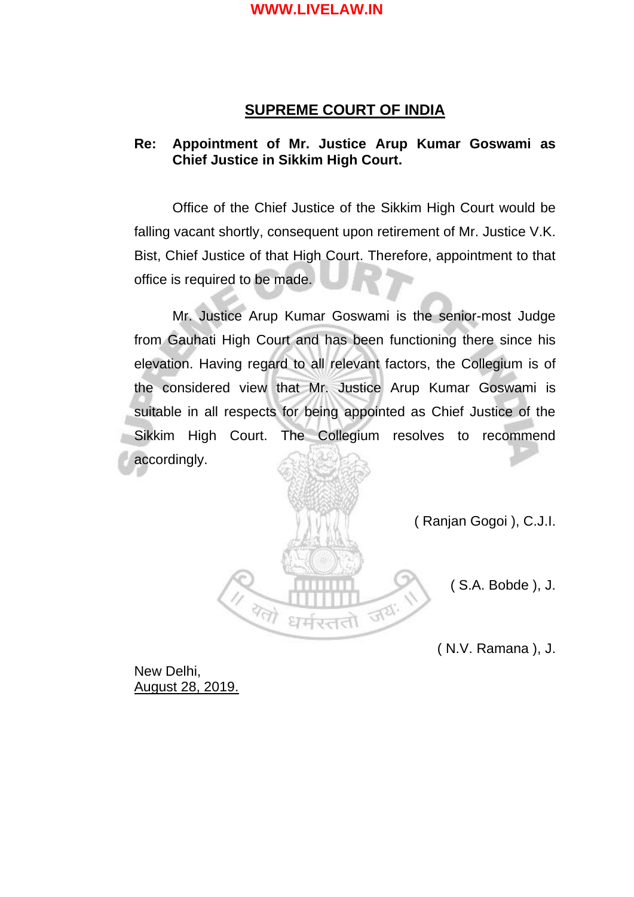## SUPREME COURT OF INDIA

**Re: Appointment of Mr. Justice Arup Kumar Goswami as Chief Justice in Sikkim High Court.**

Office of the Chief Justice of the Sikkim High Court would be falling vacant shortly, consequent upon retirement of Mr. Justice V.K. Bist, Chief Justice of that High Court. Therefore, appointment to that office is required to be made.

Mr. Justice Arup Kumar Goswami is the senior-most Judge from Gauhati High Court and has been functioning there since his elevation. Having regard to all relevant factors, the Collegium is of the considered view that Mr. Justice Arup Kumar Goswami is suitable in all respects for being appointed as Chief Justice of the Sikkim High Court. The Collegium resolves to recommend accordingly.

( Ranjan Gogoi ), C.J.I.

( S.A. Bobde ), J.

( N.V. Ramana ), J.

New Delhi,
August 28, 2019.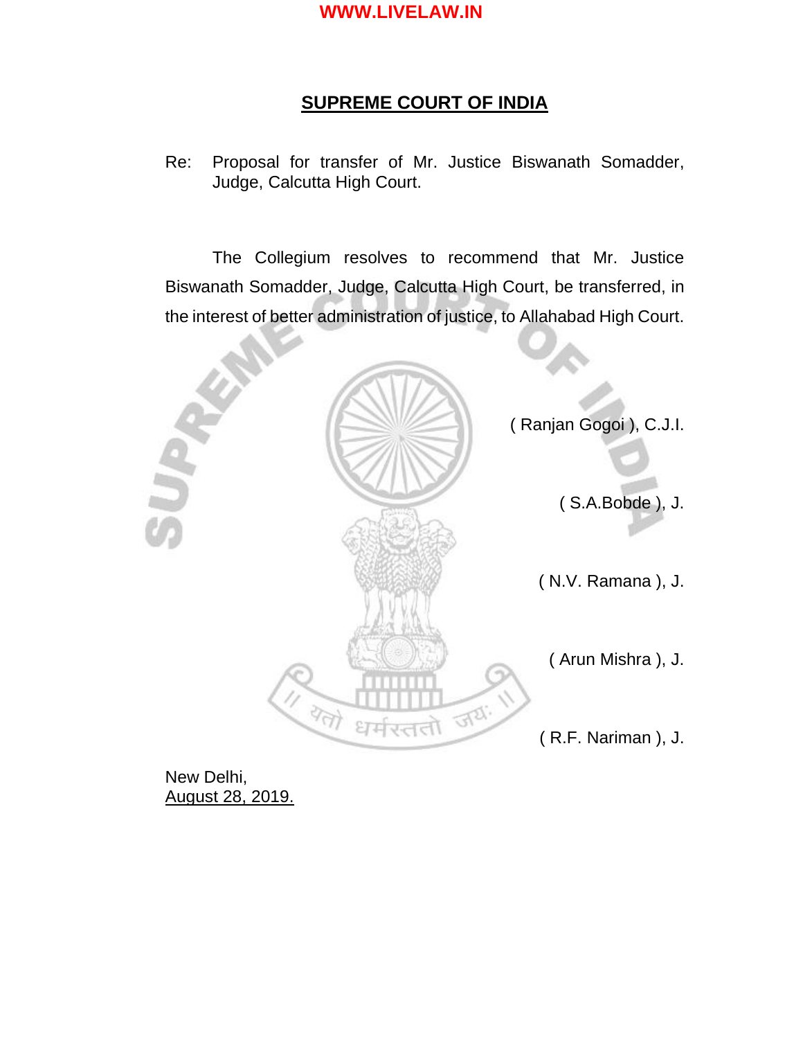## SUPREME COURT OF INDIA

Re: Proposal for transfer of Mr. Justice Biswanath Somadder, Judge, Calcutta High Court.

The Collegium resolves to recommend that Mr. Justice Biswanath Somadder, Judge, Calcutta High Court, be transferred, in the interest of better administration of justice, to Allahabad High Court.

( Ranjan Gogoi ), C.J.I.

( S.A.Bobde ), J.

( N.V. Ramana ), J.

( Arun Mishra ), J.

( R.F. Nariman ), J.

New Delhi,
August 28, 2019.